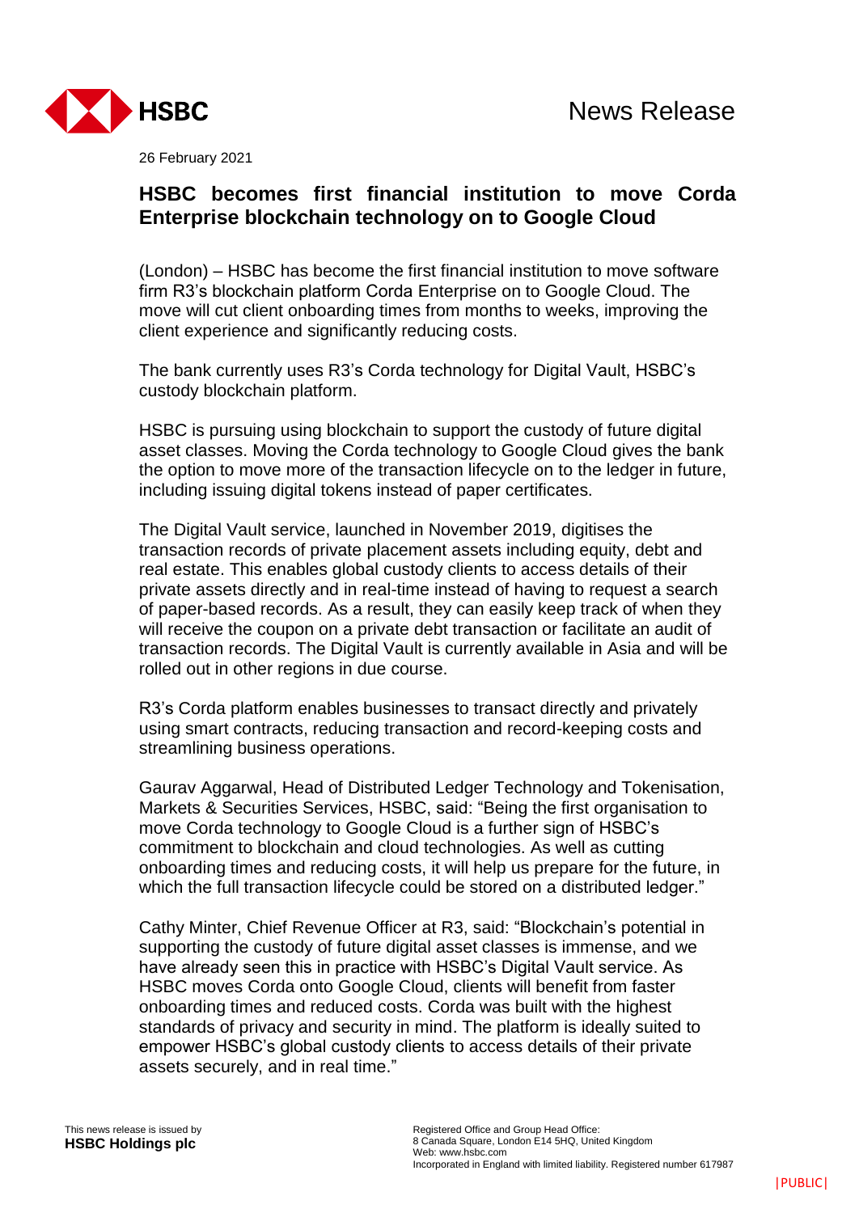News Release

26 February 2021

# HSBC becomes first financial institution to move Corda Enterprise blockchain technology on to Google Cloud

(London) – HSBC has become the first financial institution to move software firm R3's blockchain platform Corda Enterprise on to Google Cloud. The move will cut client onboarding times from months to weeks, improving the client experience and significantly reducing costs.

The bank currently uses R3's Corda technology for Digital Vault, HSBC's custody blockchain platform.

HSBC is pursuing using blockchain to support the custody of future digital asset classes. Moving the Corda technology to Google Cloud gives the bank the option to move more of the transaction lifecycle on to the ledger in future, including issuing digital tokens instead of paper certificates.

The Digital Vault service, launched in November 2019, digitises the transaction records of private placement assets including equity, debt and real estate. This enables global custody clients to access details of their private assets directly and in real-time instead of having to request a search of paper-based records. As a result, they can easily keep track of when they will receive the coupon on a private debt transaction or facilitate an audit of transaction records. The Digital Vault is currently available in Asia and will be rolled out in other regions in due course.

R3's Corda platform enables businesses to transact directly and privately using smart contracts, reducing transaction and record-keeping costs and streamlining business operations.

Gaurav Aggarwal, Head of Distributed Ledger Technology and Tokenisation, Markets & Securities Services, HSBC, said: "Being the first organisation to move Corda technology to Google Cloud is a further sign of HSBC's commitment to blockchain and cloud technologies. As well as cutting onboarding times and reducing costs, it will help us prepare for the future, in which the full transaction lifecycle could be stored on a distributed ledger."

Cathy Minter, Chief Revenue Officer at R3, said: "Blockchain's potential in supporting the custody of future digital asset classes is immense, and we have already seen this in practice with HSBC's Digital Vault service. As HSBC moves Corda onto Google Cloud, clients will benefit from faster onboarding times and reduced costs. Corda was built with the highest standards of privacy and security in mind. The platform is ideally suited to empower HSBC's global custody clients to access details of their private assets securely, and in real time."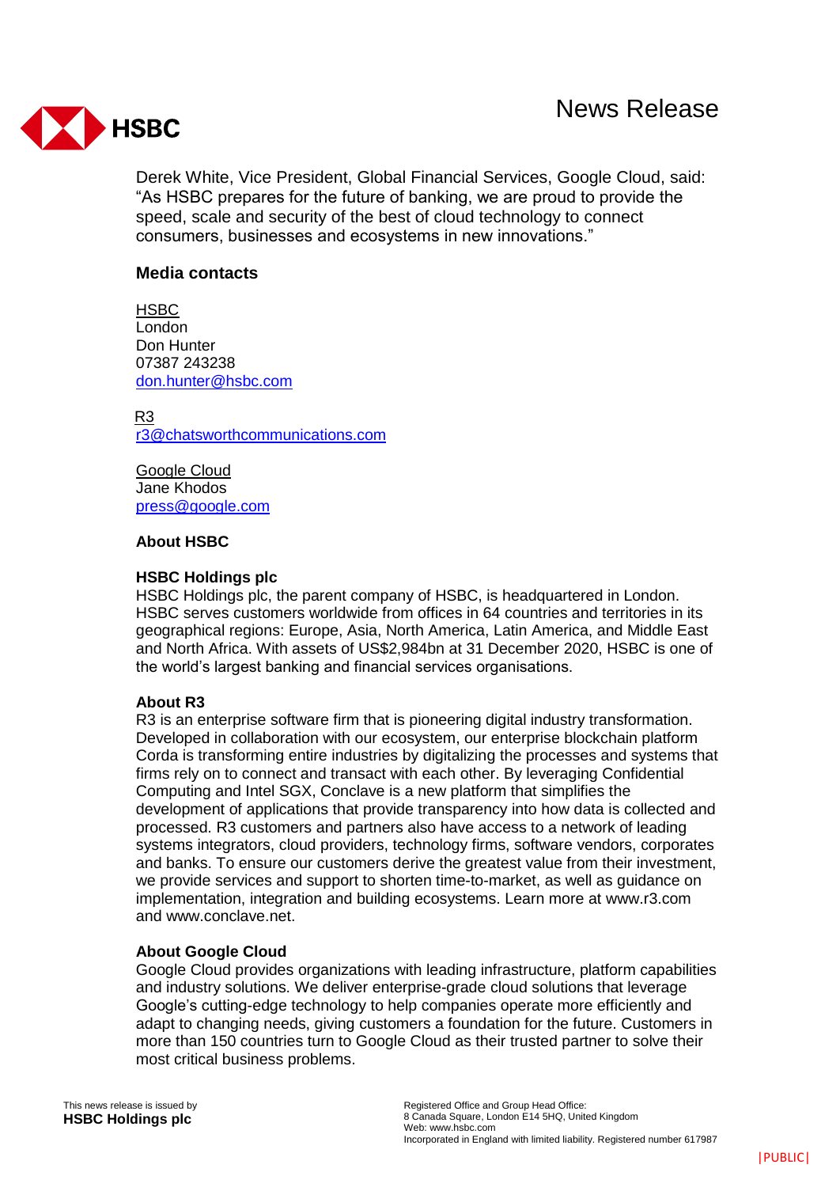Derek White, Vice President, Global Financial Services, Google Cloud, said: "As HSBC prepares for the future of banking, we are proud to provide the speed, scale and security of the best of cloud technology to connect consumers, businesses and ecosystems in new innovations."

### Media contacts

HSBC
London
Don Hunter
07387 243238
don.hunter@hsbc.com

R3
r3@chatsworthcommunications.com

Google Cloud
Jane Khodos
press@google.com

**About HSBC**

**HSBC Holdings plc**
HSBC Holdings plc, the parent company of HSBC, is headquartered in London. HSBC serves customers worldwide from offices in 64 countries and territories in its geographical regions: Europe, Asia, North America, Latin America, and Middle East and North Africa. With assets of US$2,984bn at 31 December 2020, HSBC is one of the world's largest banking and financial services organisations.

**About R3**
R3 is an enterprise software firm that is pioneering digital industry transformation. Developed in collaboration with our ecosystem, our enterprise blockchain platform Corda is transforming entire industries by digitalizing the processes and systems that firms rely on to connect and transact with each other. By leveraging Confidential Computing and Intel SGX, Conclave is a new platform that simplifies the development of applications that provide transparency into how data is collected and processed. R3 customers and partners also have access to a network of leading systems integrators, cloud providers, technology firms, software vendors, corporates and banks. To ensure our customers derive the greatest value from their investment, we provide services and support to shorten time-to-market, as well as guidance on implementation, integration and building ecosystems. Learn more at www.r3.com and www.conclave.net.

**About Google Cloud**
Google Cloud provides organizations with leading infrastructure, platform capabilities and industry solutions. We deliver enterprise-grade cloud solutions that leverage Google's cutting-edge technology to help companies operate more efficiently and adapt to changing needs, giving customers a foundation for the future. Customers in more than 150 countries turn to Google Cloud as their trusted partner to solve their most critical business problems.